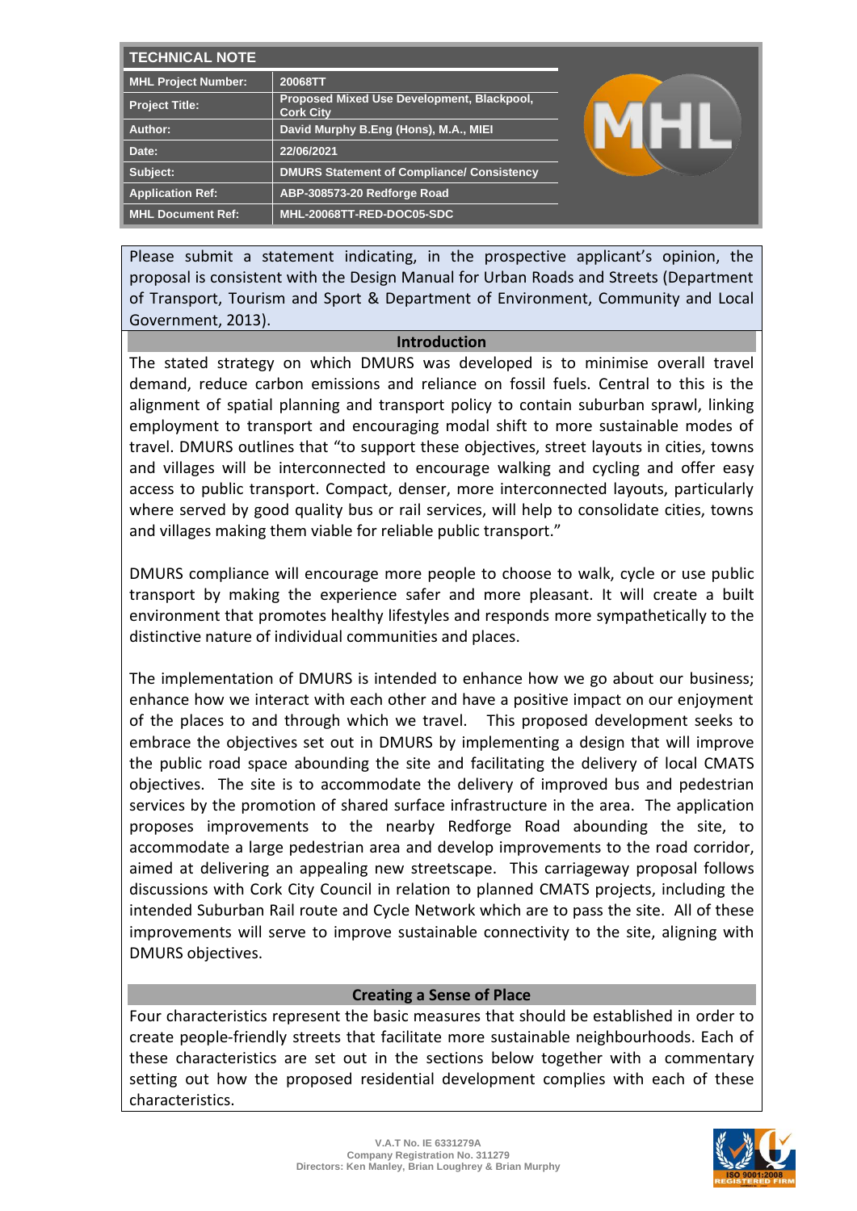## TECHNICAL NOTE

| | |
|---|---|
| **MHL Project Number:** | **20068TT** |
| **Project Title:** | **Proposed Mixed Use Development, Blackpool, Cork City** |
| **Author:** | **David Murphy B.Eng (Hons), M.A., MIEI** |
| **Date:** | **22/06/2021** |
| **Subject:** | **DMURS Statement of Compliance/ Consistency** |
| **Application Ref:** | **ABP-308573-20 Redforge Road** |
| **MHL Document Ref:** | **MHL-20068TT-RED-DOC05-SDC** |

Please submit a statement indicating, in the prospective applicant's opinion, the proposal is consistent with the Design Manual for Urban Roads and Streets (Department of Transport, Tourism and Sport & Department of Environment, Community and Local Government, 2013).

### Introduction

The stated strategy on which DMURS was developed is to minimise overall travel demand, reduce carbon emissions and reliance on fossil fuels. Central to this is the alignment of spatial planning and transport policy to contain suburban sprawl, linking employment to transport and encouraging modal shift to more sustainable modes of travel. DMURS outlines that "to support these objectives, street layouts in cities, towns and villages will be interconnected to encourage walking and cycling and offer easy access to public transport. Compact, denser, more interconnected layouts, particularly where served by good quality bus or rail services, will help to consolidate cities, towns and villages making them viable for reliable public transport."

DMURS compliance will encourage more people to choose to walk, cycle or use public transport by making the experience safer and more pleasant. It will create a built environment that promotes healthy lifestyles and responds more sympathetically to the distinctive nature of individual communities and places.

The implementation of DMURS is intended to enhance how we go about our business; enhance how we interact with each other and have a positive impact on our enjoyment of the places to and through which we travel. This proposed development seeks to embrace the objectives set out in DMURS by implementing a design that will improve the public road space abounding the site and facilitating the delivery of local CMATS objectives. The site is to accommodate the delivery of improved bus and pedestrian services by the promotion of shared surface infrastructure in the area. The application proposes improvements to the nearby Redforge Road abounding the site, to accommodate a large pedestrian area and develop improvements to the road corridor, aimed at delivering an appealing new streetscape. This carriageway proposal follows discussions with Cork City Council in relation to planned CMATS projects, including the intended Suburban Rail route and Cycle Network which are to pass the site. All of these improvements will serve to improve sustainable connectivity to the site, aligning with DMURS objectives.

### Creating a Sense of Place

Four characteristics represent the basic measures that should be established in order to create people-friendly streets that facilitate more sustainable neighbourhoods. Each of these characteristics are set out in the sections below together with a commentary setting out how the proposed residential development complies with each of these characteristics.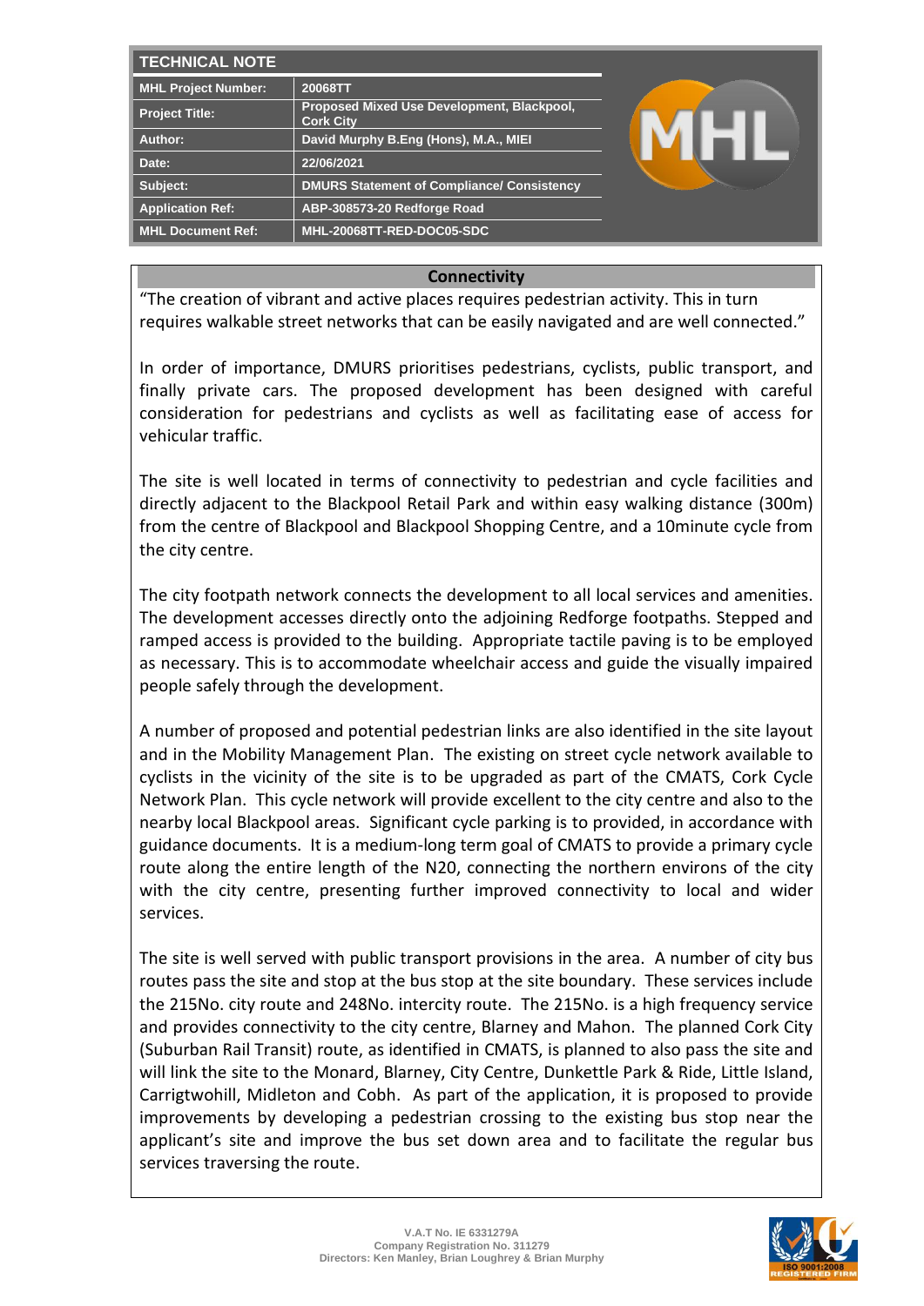| TECHNICAL NOTE | |
|---|---|
| MHL Project Number: | 20068TT |
| Project Title: | Proposed Mixed Use Development, Blackpool, Cork City |
| Author: | David Murphy B.Eng (Hons), M.A., MIEI |
| Date: | 22/06/2021 |
| Subject: | DMURS Statement of Compliance/ Consistency |
| Application Ref: | ABP-308573-20 Redforge Road |
| MHL Document Ref: | MHL-20068TT-RED-DOC05-SDC |

## Connectivity

"The creation of vibrant and active places requires pedestrian activity. This in turn requires walkable street networks that can be easily navigated and are well connected."

In order of importance, DMURS prioritises pedestrians, cyclists, public transport, and finally private cars. The proposed development has been designed with careful consideration for pedestrians and cyclists as well as facilitating ease of access for vehicular traffic.

The site is well located in terms of connectivity to pedestrian and cycle facilities and directly adjacent to the Blackpool Retail Park and within easy walking distance (300m) from the centre of Blackpool and Blackpool Shopping Centre, and a 10minute cycle from the city centre.

The city footpath network connects the development to all local services and amenities. The development accesses directly onto the adjoining Redforge footpaths. Stepped and ramped access is provided to the building. Appropriate tactile paving is to be employed as necessary. This is to accommodate wheelchair access and guide the visually impaired people safely through the development.

A number of proposed and potential pedestrian links are also identified in the site layout and in the Mobility Management Plan. The existing on street cycle network available to cyclists in the vicinity of the site is to be upgraded as part of the CMATS, Cork Cycle Network Plan. This cycle network will provide excellent to the city centre and also to the nearby local Blackpool areas. Significant cycle parking is to provided, in accordance with guidance documents. It is a medium-long term goal of CMATS to provide a primary cycle route along the entire length of the N20, connecting the northern environs of the city with the city centre, presenting further improved connectivity to local and wider services.

The site is well served with public transport provisions in the area. A number of city bus routes pass the site and stop at the bus stop at the site boundary. These services include the 215No. city route and 248No. intercity route. The 215No. is a high frequency service and provides connectivity to the city centre, Blarney and Mahon. The planned Cork City (Suburban Rail Transit) route, as identified in CMATS, is planned to also pass the site and will link the site to the Monard, Blarney, City Centre, Dunkettle Park & Ride, Little Island, Carrigtwohill, Midleton and Cobh. As part of the application, it is proposed to provide improvements by developing a pedestrian crossing to the existing bus stop near the applicant's site and improve the bus set down area and to facilitate the regular bus services traversing the route.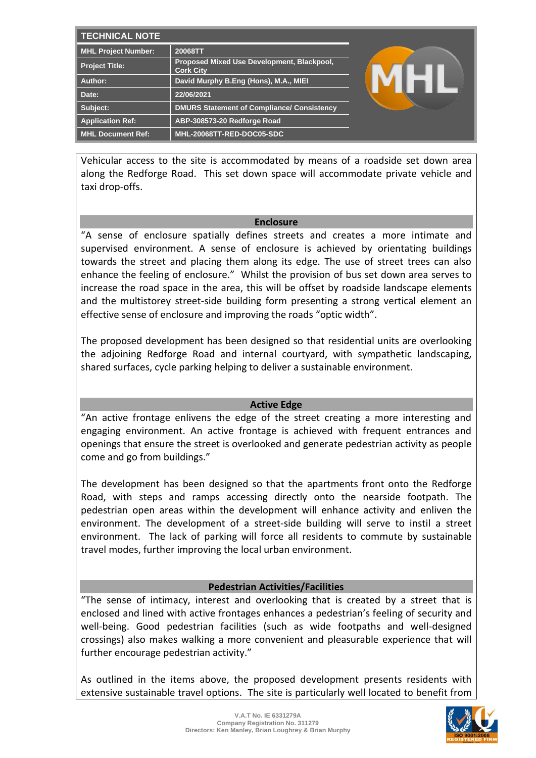| TECHNICAL NOTE | |
|---|---|
| MHL Project Number: | 20068TT |
| Project Title: | Proposed Mixed Use Development, Blackpool, Cork City |
| Author: | David Murphy B.Eng (Hons), M.A., MIEI |
| Date: | 22/06/2021 |
| Subject: | DMURS Statement of Compliance/ Consistency |
| Application Ref: | ABP-308573-20 Redforge Road |
| MHL Document Ref: | MHL-20068TT-RED-DOC05-SDC |

Vehicular access to the site is accommodated by means of a roadside set down area along the Redforge Road. This set down space will accommodate private vehicle and taxi drop-offs.

## Enclosure

"A sense of enclosure spatially defines streets and creates a more intimate and supervised environment. A sense of enclosure is achieved by orientating buildings towards the street and placing them along its edge. The use of street trees can also enhance the feeling of enclosure." Whilst the provision of bus set down area serves to increase the road space in the area, this will be offset by roadside landscape elements and the multistorey street-side building form presenting a strong vertical element an effective sense of enclosure and improving the roads "optic width".

The proposed development has been designed so that residential units are overlooking the adjoining Redforge Road and internal courtyard, with sympathetic landscaping, shared surfaces, cycle parking helping to deliver a sustainable environment.

## Active Edge

"An active frontage enlivens the edge of the street creating a more interesting and engaging environment. An active frontage is achieved with frequent entrances and openings that ensure the street is overlooked and generate pedestrian activity as people come and go from buildings."

The development has been designed so that the apartments front onto the Redforge Road, with steps and ramps accessing directly onto the nearside footpath. The pedestrian open areas within the development will enhance activity and enliven the environment. The development of a street-side building will serve to instil a street environment. The lack of parking will force all residents to commute by sustainable travel modes, further improving the local urban environment.

## Pedestrian Activities/Facilities

"The sense of intimacy, interest and overlooking that is created by a street that is enclosed and lined with active frontages enhances a pedestrian's feeling of security and well-being. Good pedestrian facilities (such as wide footpaths and well-designed crossings) also makes walking a more convenient and pleasurable experience that will further encourage pedestrian activity."

As outlined in the items above, the proposed development presents residents with extensive sustainable travel options. The site is particularly well located to benefit from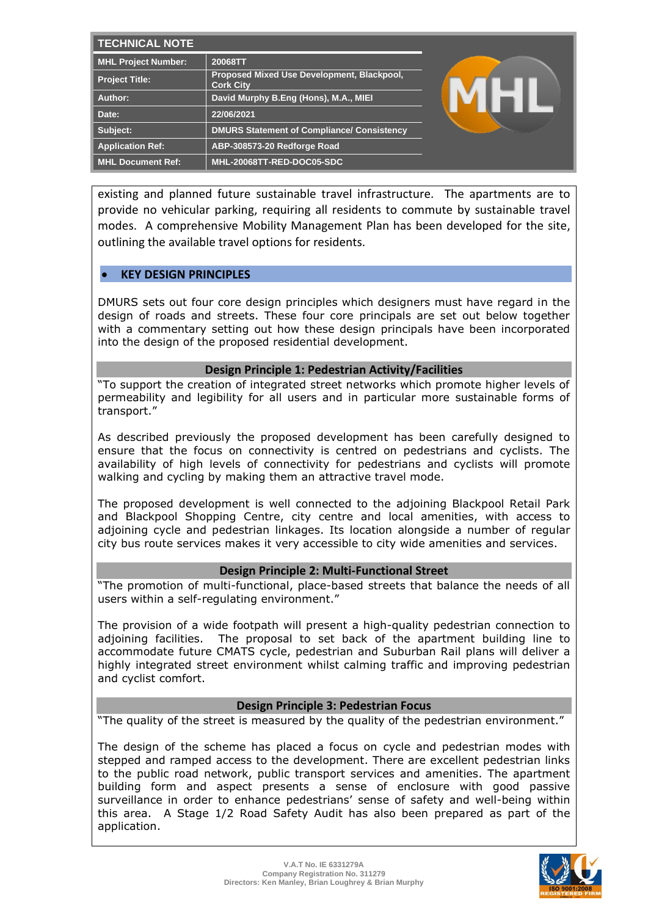existing and planned future sustainable travel infrastructure. The apartments are to provide no vehicular parking, requiring all residents to commute by sustainable travel modes. A comprehensive Mobility Management Plan has been developed for the site, outlining the available travel options for residents.

## • KEY DESIGN PRINCIPLES

DMURS sets out four core design principles which designers must have regard in the design of roads and streets. These four core principals are set out below together with a commentary setting out how these design principals have been incorporated into the design of the proposed residential development.

### Design Principle 1: Pedestrian Activity/Facilities

"To support the creation of integrated street networks which promote higher levels of permeability and legibility for all users and in particular more sustainable forms of transport."

As described previously the proposed development has been carefully designed to ensure that the focus on connectivity is centred on pedestrians and cyclists. The availability of high levels of connectivity for pedestrians and cyclists will promote walking and cycling by making them an attractive travel mode.

The proposed development is well connected to the adjoining Blackpool Retail Park and Blackpool Shopping Centre, city centre and local amenities, with access to adjoining cycle and pedestrian linkages. Its location alongside a number of regular city bus route services makes it very accessible to city wide amenities and services.

### Design Principle 2: Multi-Functional Street

"The promotion of multi-functional, place-based streets that balance the needs of all users within a self-regulating environment."

The provision of a wide footpath will present a high-quality pedestrian connection to adjoining facilities. The proposal to set back of the apartment building line to accommodate future CMATS cycle, pedestrian and Suburban Rail plans will deliver a highly integrated street environment whilst calming traffic and improving pedestrian and cyclist comfort.

### Design Principle 3: Pedestrian Focus

"The quality of the street is measured by the quality of the pedestrian environment."

The design of the scheme has placed a focus on cycle and pedestrian modes with stepped and ramped access to the development. There are excellent pedestrian links to the public road network, public transport services and amenities. The apartment building form and aspect presents a sense of enclosure with good passive surveillance in order to enhance pedestrians' sense of safety and well-being within this area. A Stage 1/2 Road Safety Audit has also been prepared as part of the application.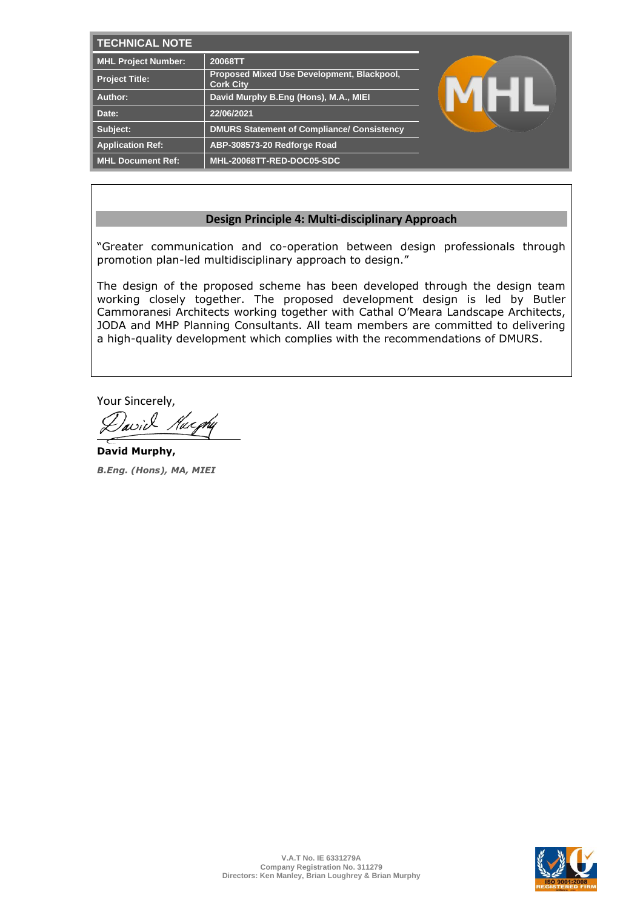| TECHNICAL NOTE | |
|---|---|
| MHL Project Number: | 20068TT |
| Project Title: | Proposed Mixed Use Development, Blackpool, Cork City |
| Author: | David Murphy B.Eng (Hons), M.A., MIEI |
| Date: | 22/06/2021 |
| Subject: | DMURS Statement of Compliance/ Consistency |
| Application Ref: | ABP-308573-20 Redforge Road |
| MHL Document Ref: | MHL-20068TT-RED-DOC05-SDC |

## Design Principle 4: Multi-disciplinary Approach

"Greater communication and co-operation between design professionals through promotion plan-led multidisciplinary approach to design."

The design of the proposed scheme has been developed through the design team working closely together. The proposed development design is led by Butler Cammoranesi Architects working together with Cathal O'Meara Landscape Architects, JODA and MHP Planning Consultants. All team members are committed to delivering a high-quality development which complies with the recommendations of DMURS.

Your Sincerely,

**David Murphy,**

***B.Eng. (Hons), MA, MIEI***

V.A.T No. IE 6331279A
Company Registration No. 311279
Directors: Ken Manley, Brian Loughrey & Brian Murphy

ISO 9001:2008 REGISTERED FIRM